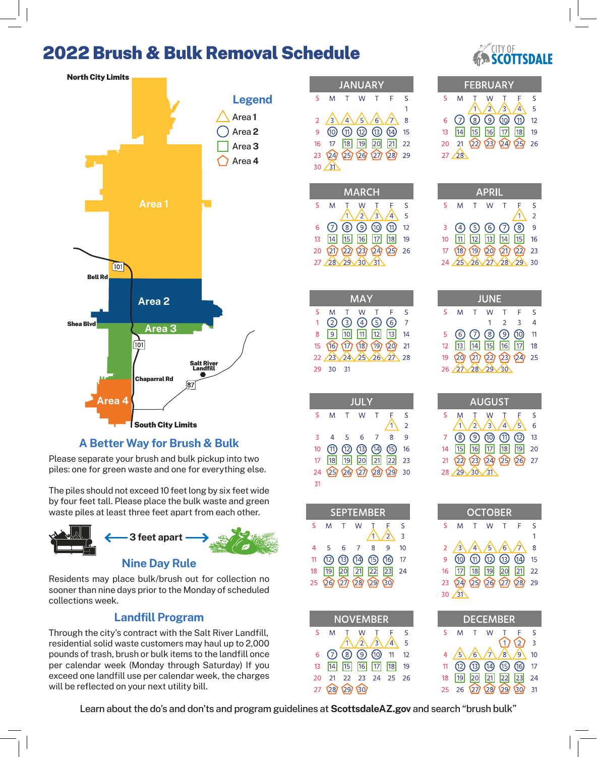# 2022 Brush & Bulk Removal Schedule

CITY OF SCOTTSDALE

North City Limits

**Legend**

- △ Area **1**
- ○ Area **2**
- □ Area **3**
- ⬠ Area **4**

Area 1

Area 2

Area 3

Area 4

Bell Rd

Shea Blvd

Chaparral Rd

Salt River Landfill

101

87

South City Limits

| JANUARY | | | | | | |
|---|---|---|---|---|---|---|
| S | M | T | W | T | F | S |
| | | | | | | 1 |
| 2 | 3 | 4 | 5 | 6 | 7 | 8 |
| 9 | 10 | 11 | 12 | 13 | 14 | 15 |
| 16 | 17 | 18 | 19 | 20 | 21 | 22 |
| 23 | 24 | 25 | 26 | 27 | 28 | 29 |
| 30 | 31 | | | | | |

| FEBRUARY | | | | | | |
|---|---|---|---|---|---|---|
| S | M | T | W | T | F | S |
| | | 1 | 2 | 3 | 4 | 5 |
| 6 | 7 | 8 | 9 | 10 | 11 | 12 |
| 13 | 14 | 15 | 16 | 17 | 18 | 19 |
| 20 | 21 | 22 | 23 | 24 | 25 | 26 |
| 27 | 28 | | | | | |

| MARCH | | | | | | |
|---|---|---|---|---|---|---|
| S | M | T | W | T | F | S |
| | | 1 | 2 | 3 | 4 | 5 |
| 6 | 7 | 8 | 9 | 10 | 11 | 12 |
| 13 | 14 | 15 | 16 | 17 | 18 | 19 |
| 20 | 21 | 22 | 23 | 24 | 25 | 26 |
| 27 | 28 | 29 | 30 | 31 | | |

| APRIL | | | | | | |
|---|---|---|---|---|---|---|
| S | M | T | W | T | F | S |
| | | | | | 1 | 2 |
| 3 | 4 | 5 | 6 | 7 | 8 | 9 |
| 10 | 11 | 12 | 13 | 14 | 15 | 16 |
| 17 | 18 | 19 | 20 | 21 | 22 | 23 |
| 24 | 25 | 26 | 27 | 28 | 29 | 30 |

| MAY | | | | | | |
|---|---|---|---|---|---|---|
| S | M | T | W | T | F | S |
| 1 | 2 | 3 | 4 | 5 | 6 | 7 |
| 8 | 9 | 10 | 11 | 12 | 13 | 14 |
| 15 | 16 | 17 | 18 | 19 | 20 | 21 |
| 22 | 23 | 24 | 25 | 26 | 27 | 28 |
| 29 | 30 | 31 | | | | |

| JUNE | | | | | | |
|---|---|---|---|---|---|---|
| S | M | T | W | T | F | S |
| | | | 1 | 2 | 3 | 4 |
| 5 | 6 | 7 | 8 | 9 | 10 | 11 |
| 12 | 13 | 14 | 15 | 16 | 17 | 18 |
| 19 | 20 | 21 | 22 | 23 | 24 | 25 |
| 26 | 27 | 28 | 29 | 30 | | |

| JULY | | | | | | |
|---|---|---|---|---|---|---|
| S | M | T | W | T | F | S |
| | | | | | 1 | 2 |
| 3 | 4 | 5 | 6 | 7 | 8 | 9 |
| 10 | 11 | 12 | 13 | 14 | 15 | 16 |
| 17 | 18 | 19 | 20 | 21 | 22 | 23 |
| 24 | 25 | 26 | 27 | 28 | 29 | 30 |
| 31 | | | | | | |

| AUGUST | | | | | | |
|---|---|---|---|---|---|---|
| S | M | T | W | T | F | S |
| | 1 | 2 | 3 | 4 | 5 | 6 |
| 7 | 8 | 9 | 10 | 11 | 12 | 13 |
| 14 | 15 | 16 | 17 | 18 | 19 | 20 |
| 21 | 22 | 23 | 24 | 25 | 26 | 27 |
| 28 | 29 | 30 | 31 | | | |

| SEPTEMBER | | | | | | |
|---|---|---|---|---|---|---|
| S | M | T | W | T | F | S |
| | | | | 1 | 2 | 3 |
| 4 | 5 | 6 | 7 | 8 | 9 | 10 |
| 11 | 12 | 13 | 14 | 15 | 16 | 17 |
| 18 | 19 | 20 | 21 | 22 | 23 | 24 |
| 25 | 26 | 27 | 28 | 29 | 30 | |

| OCTOBER | | | | | | |
|---|---|---|---|---|---|---|
| S | M | T | W | T | F | S |
| | | | | | | 1 |
| 2 | 3 | 4 | 5 | 6 | 7 | 8 |
| 9 | 10 | 11 | 12 | 13 | 14 | 15 |
| 16 | 17 | 18 | 19 | 20 | 21 | 22 |
| 23 | 24 | 25 | 26 | 27 | 28 | 29 |
| 30 | 31 | | | | | |

| NOVEMBER | | | | | | |
|---|---|---|---|---|---|---|
| S | M | T | W | T | F | S |
| | | 1 | 2 | 3 | 4 | 5 |
| 6 | 7 | 8 | 9 | 10 | 11 | 12 |
| 13 | 14 | 15 | 16 | 17 | 18 | 19 |
| 20 | 21 | 22 | 23 | 24 | 25 | 26 |
| 27 | 28 | 29 | 30 | | | |

| DECEMBER | | | | | | |
|---|---|---|---|---|---|---|
| S | M | T | W | T | F | S |
| | | | | 1 | 2 | 3 |
| 4 | 5 | 6 | 7 | 8 | 9 | 10 |
| 11 | 12 | 13 | 14 | 15 | 16 | 17 |
| 18 | 19 | 20 | 21 | 22 | 23 | 24 |
| 25 | 26 | 27 | 28 | 29 | 30 | 31 |

## A Better Way for Brush & Bulk

Please separate your brush and bulk pickup into two piles: one for green waste and one for everything else.

The piles should not exceed 10 feet long by six feet wide by four feet tall. Please place the bulk waste and green waste piles at least three feet apart from each other.

⟵ 3 feet apart ⟶

## Nine Day Rule

Residents may place bulk/brush out for collection no sooner than nine days prior to the Monday of scheduled collections week.

## Landfill Program

Through the city's contract with the Salt River Landfill, residential solid waste customers may haul up to 2,000 pounds of trash, brush or bulk items to the landfill once per calendar week (Monday through Saturday) If you exceed one landfill use per calendar week, the charges will be reflected on your next utility bill.

Learn about the do's and don'ts and program guidelines at **ScottsdaleAZ.gov** and search "brush bulk"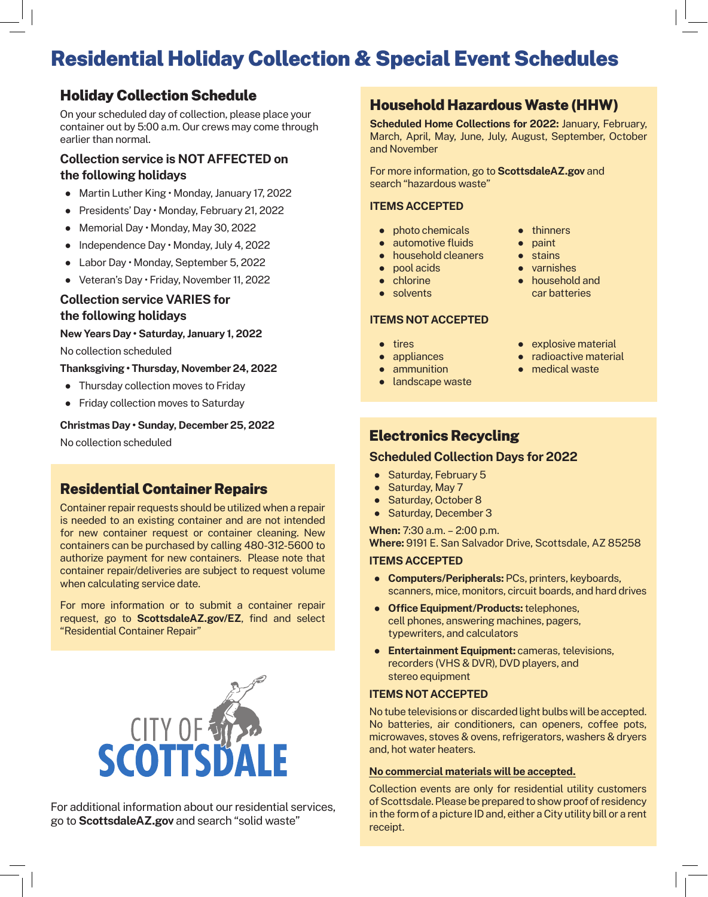# Residential Holiday Collection & Special Event Schedules

## Holiday Collection Schedule

On your scheduled day of collection, please place your container out by 5:00 a.m. Our crews may come through earlier than normal.

### Collection service is NOT AFFECTED on the following holidays

- Martin Luther King • Monday, January 17, 2022
- Presidents' Day • Monday, February 21, 2022
- Memorial Day • Monday, May 30, 2022
- Independence Day • Monday, July 4, 2022
- Labor Day • Monday, September 5, 2022
- Veteran's Day • Friday, November 11, 2022

### Collection service VARIES for the following holidays

**New Years Day • Saturday, January 1, 2022**

No collection scheduled

**Thanksgiving • Thursday, November 24, 2022**

- Thursday collection moves to Friday
- Friday collection moves to Saturday

**Christmas Day • Sunday, December 25, 2022**

No collection scheduled

## Residential Container Repairs

Container repair requests should be utilized when a repair is needed to an existing container and are not intended for new container request or container cleaning. New containers can be purchased by calling 480-312-5600 to authorize payment for new containers. Please note that container repair/deliveries are subject to request volume when calculating service date.

For more information or to submit a container repair request, go to **ScottsdaleAZ.gov/EZ**, find and select "Residential Container Repair"

CITY OF SCOTTSDALE

For additional information about our residential services, go to **ScottsdaleAZ.gov** and search "solid waste"

## Household Hazardous Waste (HHW)

**Scheduled Home Collections for 2022:** January, February, March, April, May, June, July, August, September, October and November

For more information, go to **ScottsdaleAZ.gov** and search "hazardous waste"

### ITEMS ACCEPTED

- photo chemicals
- automotive fluids
- household cleaners
- pool acids
- chlorine
- solvents
- thinners
- paint
- stains
- varnishes
- household and car batteries

### ITEMS NOT ACCEPTED

- tires
- appliances
- ammunition
- landscape waste
- explosive material
- radioactive material
- medical waste

## Electronics Recycling

### Scheduled Collection Days for 2022

- Saturday, February 5
- Saturday, May 7
- Saturday, October 8
- Saturday, December 3

**When:** 7:30 a.m. – 2:00 p.m.
**Where:** 9191 E. San Salvador Drive, Scottsdale, AZ 85258

### ITEMS ACCEPTED

- **Computers/Peripherals:** PCs, printers, keyboards, scanners, mice, monitors, circuit boards, and hard drives
- **Office Equipment/Products:** telephones, cell phones, answering machines, pagers, typewriters, and calculators
- **Entertainment Equipment:** cameras, televisions, recorders (VHS & DVR), DVD players, and stereo equipment

### ITEMS NOT ACCEPTED

No tube televisions or discarded light bulbs will be accepted. No batteries, air conditioners, can openers, coffee pots, microwaves, stoves & ovens, refrigerators, washers & dryers and, hot water heaters.

**No commercial materials will be accepted.**

Collection events are only for residential utility customers of Scottsdale. Please be prepared to show proof of residency in the form of a picture ID and, either a City utility bill or a rent receipt.